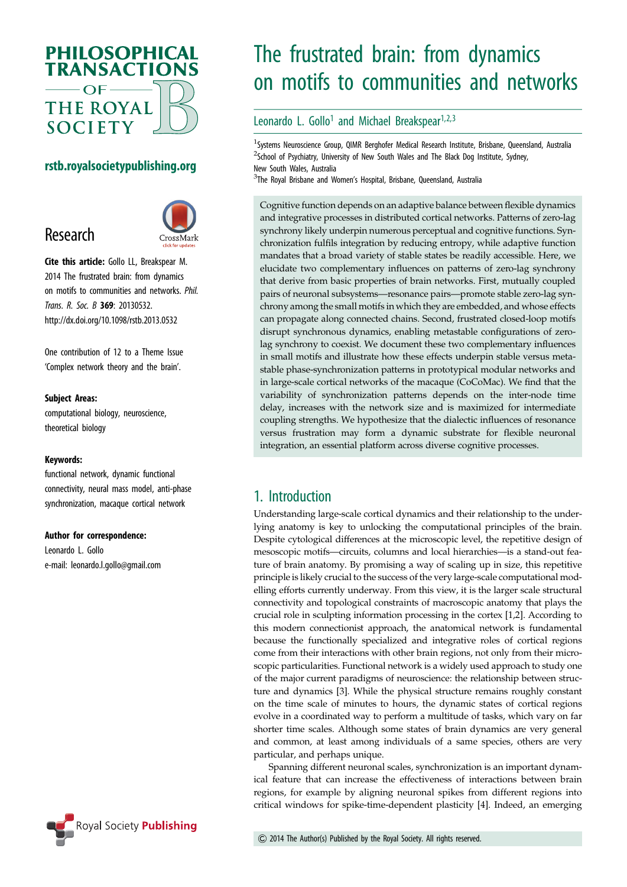# The frustrated brain: from dynamics on motifs to communities and networks

Leonardo L. Gollo[1] and Michael Breakspear[1,2,3]

[1]Systems Neuroscience Group, QIMR Berghofer Medical Research Institute, Brisbane, Queensland, Australia
[2]School of Psychiatry, University of New South Wales and The Black Dog Institute, Sydney, New South Wales, Australia
[3]The Royal Brisbane and Women's Hospital, Brisbane, Queensland, Australia

Research

**Cite this article:** Gollo LL, Breakspear M. 2014 The frustrated brain: from dynamics on motifs to communities and networks. *Phil. Trans. R. Soc. B* **369**: 20130532. http://dx.doi.org/10.1098/rstb.2013.0532

One contribution of 12 to a Theme Issue 'Complex network theory and the brain'.

**Subject Areas:**
computational biology, neuroscience, theoretical biology

**Keywords:**
functional network, dynamic functional connectivity, neural mass model, anti-phase synchronization, macaque cortical network

**Author for correspondence:**
Leonardo L. Gollo
e-mail: leonardo.l.gollo@gmail.com

Cognitive function depends on an adaptive balance between flexible dynamics and integrative processes in distributed cortical networks. Patterns of zero-lag synchrony likely underpin numerous perceptual and cognitive functions. Synchronization fulfils integration by reducing entropy, while adaptive function mandates that a broad variety of stable states be readily accessible. Here, we elucidate two complementary influences on patterns of zero-lag synchrony that derive from basic properties of brain networks. First, mutually coupled pairs of neuronal subsystems—resonance pairs—promote stable zero-lag synchrony among the small motifs in which they are embedded, and whose effects can propagate along connected chains. Second, frustrated closed-loop motifs disrupt synchronous dynamics, enabling metastable configurations of zero-lag synchrony to coexist. We document these two complementary influences in small motifs and illustrate how these effects underpin stable versus metastable phase-synchronization patterns in prototypical modular networks and in large-scale cortical networks of the macaque (CoCoMac). We find that the variability of synchronization patterns depends on the inter-node time delay, increases with the network size and is maximized for intermediate coupling strengths. We hypothesize that the dialectic influences of resonance versus frustration may form a dynamic substrate for flexible neuronal integration, an essential platform across diverse cognitive processes.

## 1. Introduction

Understanding large-scale cortical dynamics and their relationship to the underlying anatomy is key to unlocking the computational principles of the brain. Despite cytological differences at the microscopic level, the repetitive design of mesoscopic motifs—circuits, columns and local hierarchies—is a stand-out feature of brain anatomy. By promising a way of scaling up in size, this repetitive principle is likely crucial to the success of the very large-scale computational modelling efforts currently underway. From this view, it is the larger scale structural connectivity and topological constraints of macroscopic anatomy that plays the crucial role in sculpting information processing in the cortex [1,2]. According to this modern connectionist approach, the anatomical network is fundamental because the functionally specialized and integrative roles of cortical regions come from their interactions with other brain regions, not only from their microscopic particularities. Functional network is a widely used approach to study one of the major current paradigms of neuroscience: the relationship between structure and dynamics [3]. While the physical structure remains roughly constant on the time scale of minutes to hours, the dynamic states of cortical regions evolve in a coordinated way to perform a multitude of tasks, which vary on far shorter time scales. Although some states of brain dynamics are very general and common, at least among individuals of a same species, others are very particular, and perhaps unique.

Spanning different neuronal scales, synchronization is an important dynamical feature that can increase the effectiveness of interactions between brain regions, for example by aligning neuronal spikes from different regions into critical windows for spike-time-dependent plasticity [4]. Indeed, an emerging

© 2014 The Author(s) Published by the Royal Society. All rights reserved.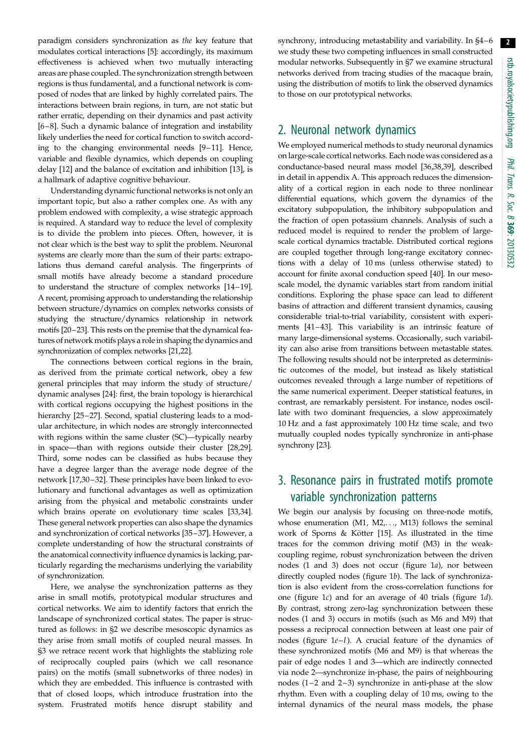paradigm considers synchronization as *the* key feature that modulates cortical interactions [5]: accordingly, its maximum effectiveness is achieved when two mutually interacting areas are phase coupled. The synchronization strength between regions is thus fundamental, and a functional network is composed of nodes that are linked by highly correlated pairs. The interactions between brain regions, in turn, are not static but rather erratic, depending on their dynamics and past activity [6–8]. Such a dynamic balance of integration and instability likely underlies the need for cortical function to switch according to the changing environmental needs [9–11]. Hence, variable and flexible dynamics, which depends on coupling delay [12] and the balance of excitation and inhibition [13], is a hallmark of adaptive cognitive behaviour.

Understanding dynamic functional networks is not only an important topic, but also a rather complex one. As with any problem endowed with complexity, a wise strategic approach is required. A standard way to reduce the level of complexity is to divide the problem into pieces. Often, however, it is not clear which is the best way to split the problem. Neuronal systems are clearly more than the sum of their parts: extrapolations thus demand careful analysis. The fingerprints of small motifs have already become a standard procedure to understand the structure of complex networks [14–19]. A recent, promising approach to understanding the relationship between structure/dynamics on complex networks consists of studying the structure/dynamics relationship in network motifs [20–23]. This rests on the premise that the dynamical features of network motifs plays a role in shaping the dynamics and synchronization of complex networks [21,22].

The connections between cortical regions in the brain, as derived from the primate cortical network, obey a few general principles that may inform the study of structure/dynamic analyses [24]: first, the brain topology is hierarchical with cortical regions occupying the highest positions in the hierarchy [25–27]. Second, spatial clustering leads to a modular architecture, in which nodes are strongly interconnected with regions within the same cluster (SC)—typically nearby in space—than with regions outside their cluster [28,29]. Third, some nodes can be classified as hubs because they have a degree larger than the average node degree of the network [17,30–32]. These principles have been linked to evolutionary and functional advantages as well as optimization arising from the physical and metabolic constraints under which brains operate on evolutionary time scales [33,34]. These general network properties can also shape the dynamics and synchronization of cortical networks [35–37]. However, a complete understanding of how the structural constraints of the anatomical connectivity influence dynamics is lacking, particularly regarding the mechanisms underlying the variability of synchronization.

Here, we analyse the synchronization patterns as they arise in small motifs, prototypical modular structures and cortical networks. We aim to identify factors that enrich the landscape of synchronized cortical states. The paper is structured as follows: in §2 we describe mesoscopic dynamics as they arise from small motifs of coupled neural masses. In §3 we retrace recent work that highlights the stablizing role of reciprocally coupled pairs (which we call resonance pairs) on the motifs (small subnetworks of three nodes) in which they are embedded. This influence is contrasted with that of closed loops, which introduce frustration into the system. Frustrated motifs hence disrupt stability and synchrony, introducing metastability and variability. In §4–6 we study these two competing influences in small constructed modular networks. Subsequently in §7 we examine structural networks derived from tracing studies of the macaque brain, using the distribution of motifs to link the observed dynamics to those on our prototypical networks.

## 2. Neuronal network dynamics

We employed numerical methods to study neuronal dynamics on large-scale cortical networks. Each node was considered as a conductance-based neural mass model [36,38,39], described in detail in appendix A. This approach reduces the dimensionality of a cortical region in each node to three nonlinear differential equations, which govern the dynamics of the excitatory subpopulation, the inhibitory subpopulation and the fraction of open potassium channels. Analysis of such a reduced model is required to render the problem of large-scale cortical dynamics tractable. Distributed cortical regions are coupled together through long-range excitatory connections with a delay of 10 ms (unless otherwise stated) to account for finite axonal conduction speed [40]. In our mesoscale model, the dynamic variables start from random initial conditions. Exploring the phase space can lead to different basins of attraction and different transient dynamics, causing considerable trial-to-trial variability, consistent with experiments [41–43]. This variability is an intrinsic feature of many large-dimensional systems. Occasionally, such variability can also arise from transitions between metastable states. The following results should not be interpreted as deterministic outcomes of the model, but instead as likely statistical outcomes revealed through a large number of repetitions of the same numerical experiment. Deeper statistical features, in contrast, are remarkably persistent. For instance, nodes oscillate with two dominant frequencies, a slow approximately 10 Hz and a fast approximately 100 Hz time scale, and two mutually coupled nodes typically synchronize in anti-phase synchrony [23].

## 3. Resonance pairs in frustrated motifs promote variable synchronization patterns

We begin our analysis by focusing on three-node motifs, whose enumeration (M1, M2,..., M13) follows the seminal work of Sporns & Kötter [15]. As illustrated in the time traces for the common driving motif (M3) in the weak-coupling regime, robust synchronization between the driven nodes (1 and 3) does not occur (figure 1*a*), nor between directly coupled nodes (figure 1*b*). The lack of synchronization is also evident from the cross-correlation functions for one (figure 1*c*) and for an average of 40 trials (figure 1*d*). By contrast, strong zero-lag synchronization between these nodes (1 and 3) occurs in motifs (such as M6 and M9) that possess a reciprocal connection between at least one pair of nodes (figure 1*e*–*l*). A crucial feature of the dynamics of these synchronized motifs (M6 and M9) is that whereas the pair of edge nodes 1 and 3—which are indirectly connected via node 2—synchronize in-phase, the pairs of neighbouring nodes (1–2 and 2–3) synchronize in anti-phase at the slow rhythm. Even with a coupling delay of 10 ms, owing to the internal dynamics of the neural mass models, the phase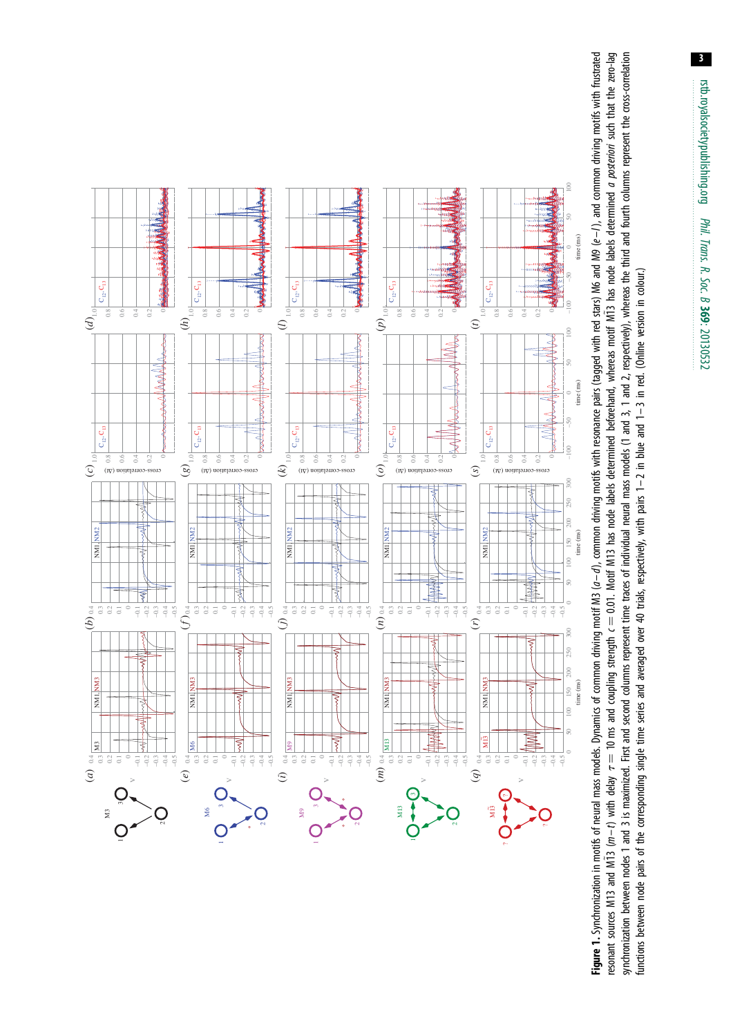**Figure 1.** Synchronization in motifs of neural mass models. Dynamics of common driving motif M3 (*a*–*d*), common driving motifs with resonance pairs (tagged with red stars) M6 and M9 (*e*–*l*), and common driving motifs with frustrated resonant sources M13 and M$\tilde{1}$3 (*m*–*t*) with delay $\tau = 10$ ms and coupling strength $c = 0.01$. Motif M13 has node labels determined beforehand, whereas motif M$\tilde{1}$3 has node labels determined *a posteriori* such that the zero-lag synchronization between nodes 1 and 3 is maximized. First and second columns represent time traces of individual neural mass models (1 and 3, 1 and 2, respectively), whereas the third and fourth columns represent the cross-correlation functions between node pairs of the corresponding single time series and averaged over 40 trials, respectively, with pairs 1–2 in blue and 1–3 in red. (Online version in colour.)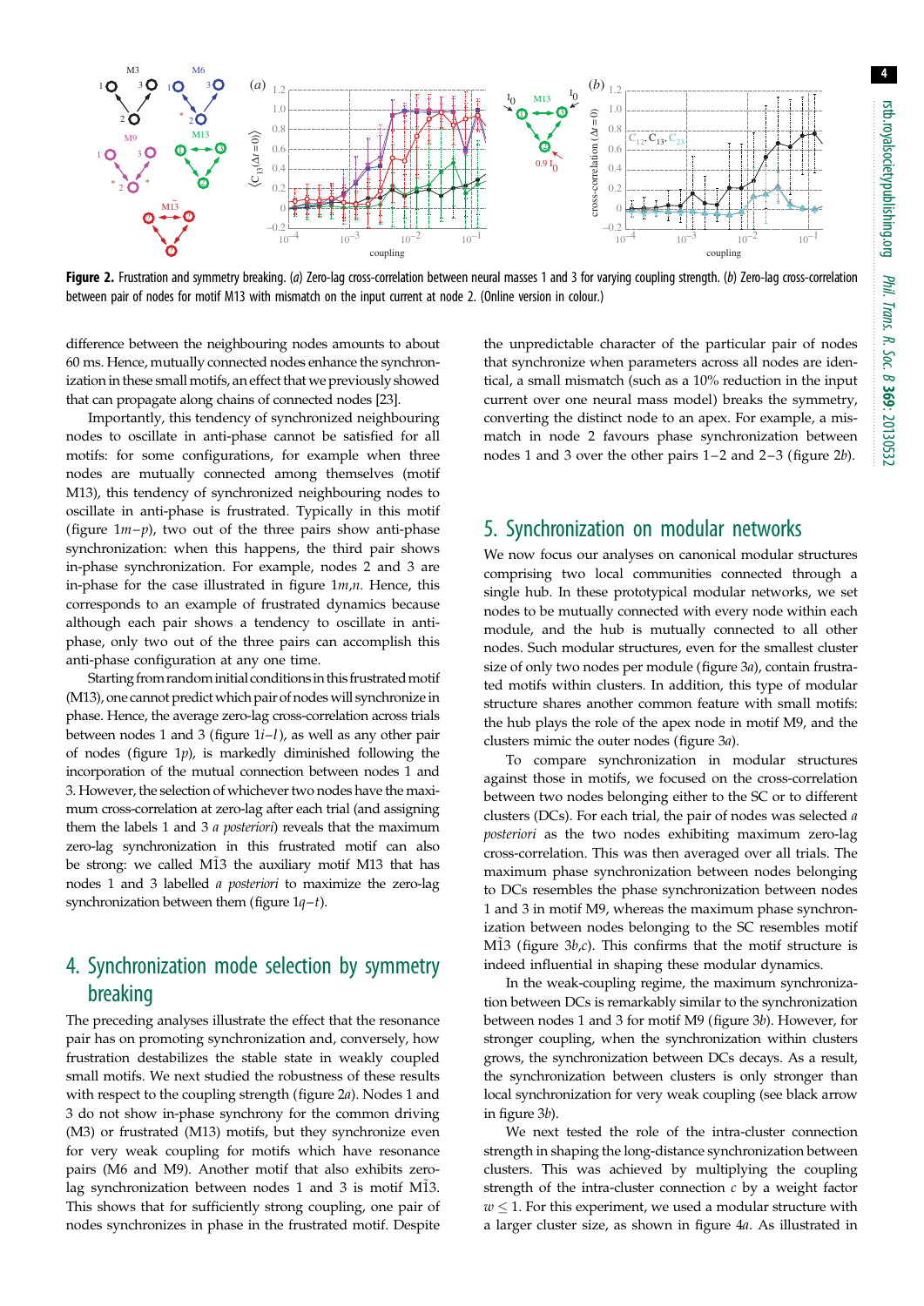**Figure 2.** Frustration and symmetry breaking. (*a*) Zero-lag cross-correlation between neural masses 1 and 3 for varying coupling strength. (*b*) Zero-lag cross-correlation between pair of nodes for motif M13 with mismatch on the input current at node 2. (Online version in colour.)

difference between the neighbouring nodes amounts to about 60 ms. Hence, mutually connected nodes enhance the synchronization in these small motifs, an effect that we previously showed that can propagate along chains of connected nodes [23].

Importantly, this tendency of synchronized neighbouring nodes to oscillate in anti-phase cannot be satisfied for all motifs: for some configurations, for example when three nodes are mutually connected among themselves (motif M13), this tendency of synchronized neighbouring nodes to oscillate in anti-phase is frustrated. Typically in this motif (figure 1*m*–*p*), two out of the three pairs show anti-phase synchronization: when this happens, the third pair shows in-phase synchronization. For example, nodes 2 and 3 are in-phase for the case illustrated in figure 1*m*,*n*. Hence, this corresponds to an example of frustrated dynamics because although each pair shows a tendency to oscillate in anti-phase, only two out of the three pairs can accomplish this anti-phase configuration at any one time.

Starting from random initial conditions in this frustrated motif (M13), one cannot predict which pair of nodes will synchronize in phase. Hence, the average zero-lag cross-correlation across trials between nodes 1 and 3 (figure 1*i*–*l*), as well as any other pair of nodes (figure 1*p*), is markedly diminished following the incorporation of the mutual connection between nodes 1 and 3. However, the selection of whichever two nodes have the maximum cross-correlation at zero-lag after each trial (and assigning them the labels 1 and 3 *a posteriori*) reveals that the maximum zero-lag synchronization in this frustrated motif can also be strong: we called $\tilde{\text{M}}13$ the auxiliary motif M13 that has nodes 1 and 3 labelled *a posteriori* to maximize the zero-lag synchronization between them (figure 1*q*–*t*).

## 4. Synchronization mode selection by symmetry breaking

The preceding analyses illustrate the effect that the resonance pair has on promoting synchronization and, conversely, how frustration destabilizes the stable state in weakly coupled small motifs. We next studied the robustness of these results with respect to the coupling strength (figure 2*a*). Nodes 1 and 3 do not show in-phase synchrony for the common driving (M3) or frustrated (M13) motifs, but they synchronize even for very weak coupling for motifs which have resonance pairs (M6 and M9). Another motif that also exhibits zero-lag synchronization between nodes 1 and 3 is motif $\tilde{\text{M}}13$. This shows that for sufficiently strong coupling, one pair of nodes synchronizes in phase in the frustrated motif. Despite the unpredictable character of the particular pair of nodes that synchronize when parameters across all nodes are identical, a small mismatch (such as a 10% reduction in the input current over one neural mass model) breaks the symmetry, converting the distinct node to an apex. For example, a mismatch in node 2 favours phase synchronization between nodes 1 and 3 over the other pairs 1–2 and 2–3 (figure 2*b*).

## 5. Synchronization on modular networks

We now focus our analyses on canonical modular structures comprising two local communities connected through a single hub. In these prototypical modular networks, we set nodes to be mutually connected with every node within each module, and the hub is mutually connected to all other nodes. Such modular structures, even for the smallest cluster size of only two nodes per module (figure 3*a*), contain frustrated motifs within clusters. In addition, this type of modular structure shares another common feature with small motifs: the hub plays the role of the apex node in motif M9, and the clusters mimic the outer nodes (figure 3*a*).

To compare synchronization in modular structures against those in motifs, we focused on the cross-correlation between two nodes belonging either to the SC or to different clusters (DCs). For each trial, the pair of nodes was selected *a posteriori* as the two nodes exhibiting maximum zero-lag cross-correlation. This was then averaged over all trials. The maximum phase synchronization between nodes belonging to DCs resembles the phase synchronization between nodes 1 and 3 in motif M9, whereas the maximum phase synchronization between nodes belonging to the SC resembles motif $\tilde{\text{M}}13$ (figure 3*b*,*c*). This confirms that the motif structure is indeed influential in shaping these modular dynamics.

In the weak-coupling regime, the maximum synchronization between DCs is remarkably similar to the synchronization between nodes 1 and 3 for motif M9 (figure 3*b*). However, for stronger coupling, when the synchronization within clusters grows, the synchronization between DCs decays. As a result, the synchronization between clusters is only stronger than local synchronization for very weak coupling (see black arrow in figure 3*b*).

We next tested the role of the intra-cluster connection strength in shaping the long-distance synchronization between clusters. This was achieved by multiplying the coupling strength of the intra-cluster connection $c$ by a weight factor $w \leq 1$. For this experiment, we used a modular structure with a larger cluster size, as shown in figure 4*a*. As illustrated in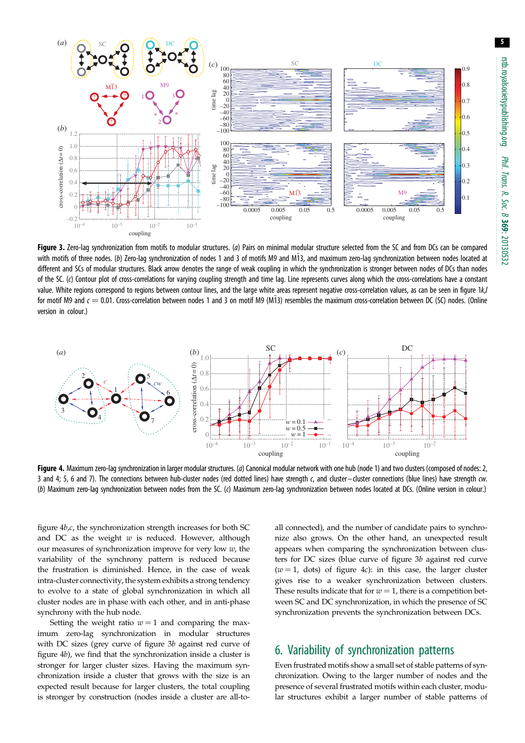**Figure 3.** Zero-lag synchronization from motifs to modular structures. (*a*) Pairs on minimal modular structure selected from the SC and from DCs can be compared with motifs of three nodes. (*b*) Zero-lag synchronization of nodes 1 and 3 of motifs M9 and M$\tilde{1}$3, and maximum zero-lag synchronization between nodes located at different and SCs of modular structures. Black arrow denotes the range of weak coupling in which the synchronization is stronger between nodes of DCs than nodes of the SC. (*c*) Contour plot of cross-correlations for varying coupling strength and time lag. Line represents curves along which the cross-correlations have a constant value. White regions correspond to regions between contour lines, and the large white areas represent negative cross-correlation values, as can be seen in figure 1*k*,*l* for motif M9 and $c = 0.01$. Cross-correlation between nodes 1 and 3 on motif M9 (M$\tilde{1}$3) resembles the maximum cross-correlation between DC (SC) nodes. (Online version in colour.)

**Figure 4.** Maximum zero-lag synchronization in larger modular structures. (*a*) Canonical modular network with one hub (node 1) and two clusters (composed of nodes: 2, 3 and 4; 5, 6 and 7). The connections between hub-cluster nodes (red dotted lines) have strength *c*, and cluster–cluster connections (blue lines) have strength *cw*. (*b*) Maximum zero-lag synchronization between nodes from the SC. (*c*) Maximum zero-lag synchronization between nodes located at DCs. (Online version in colour.)

figure 4*b*,*c*, the synchronization strength increases for both SC and DC as the weight $w$ is reduced. However, although our measures of synchronization improve for very low $w$, the variability of the synchrony pattern is reduced because the frustration is diminished. Hence, in the case of weak intra-cluster connectivity, the system exhibits a strong tendency to evolve to a state of global synchronization in which all cluster nodes are in phase with each other, and in anti-phase synchrony with the hub node.

Setting the weight ratio $w = 1$ and comparing the maximum zero-lag synchronization in modular structures with DC sizes (grey curve of figure 3*b* against red curve of figure 4*b*), we find that the synchronization inside a cluster is stronger for larger cluster sizes. Having the maximum synchronization inside a cluster that grows with the size is an expected result because for larger clusters, the total coupling is stronger by construction (nodes inside a cluster are all-to-all connected), and the number of candidate pairs to synchronize also grows. On the other hand, an unexpected result appears when comparing the synchronization between clusters for DC sizes (blue curve of figure 3*b* against red curve ($w = 1$, dots) of figure 4*c*): in this case, the larger cluster gives rise to a weaker synchronization between clusters. These results indicate that for $w = 1$, there is a competition between SC and DC synchronization, in which the presence of SC synchronization prevents the synchronization between DCs.

## 6. Variability of synchronization patterns

Even frustrated motifs show a small set of stable patterns of synchronization. Owing to the larger number of nodes and the presence of several frustrated motifs within each cluster, modular structures exhibit a larger number of stable patterns of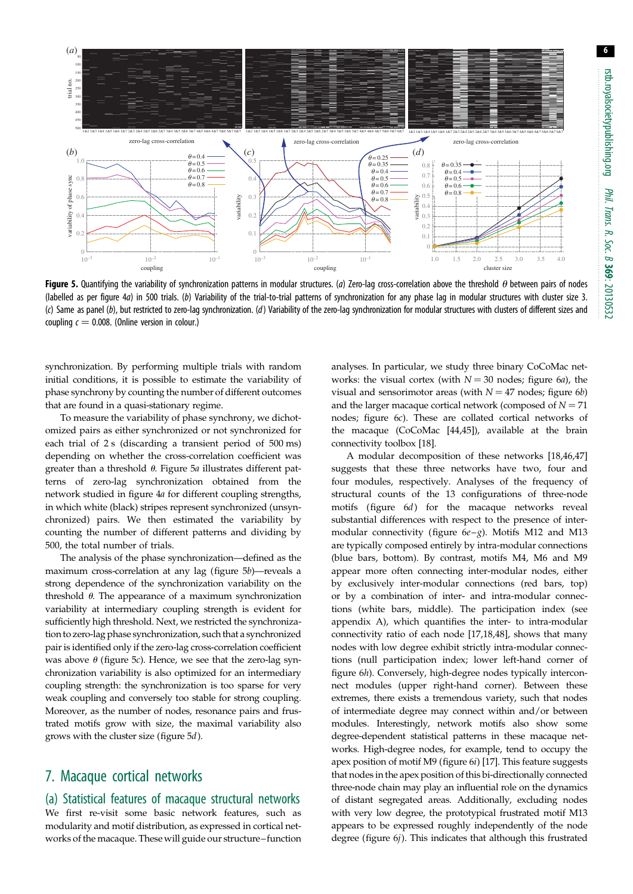**Figure 5.** Quantifying the variability of synchronization patterns in modular structures. (*a*) Zero-lag cross-correlation above the threshold $\theta$ between pairs of nodes (labelled as per figure 4*a*) in 500 trials. (*b*) Variability of the trial-to-trial patterns of synchronization for any phase lag in modular structures with cluster size 3. (*c*) Same as panel (*b*), but restricted to zero-lag synchronization. (*d*) Variability of the zero-lag synchronization for modular structures with clusters of different sizes and coupling $c = 0.008$. (Online version in colour.)

synchronization. By performing multiple trials with random initial conditions, it is possible to estimate the variability of phase synchrony by counting the number of different outcomes that are found in a quasi-stationary regime.

To measure the variability of phase synchrony, we dichotomized pairs as either synchronized or not synchronized for each trial of 2 s (discarding a transient period of 500 ms) depending on whether the cross-correlation coefficient was greater than a threshold $\theta$. Figure 5*a* illustrates different patterns of zero-lag synchronization obtained from the network studied in figure 4*a* for different coupling strengths, in which white (black) stripes represent synchronized (unsynchronized) pairs. We then estimated the variability by counting the number of different patterns and dividing by 500, the total number of trials.

The analysis of the phase synchronization—defined as the maximum cross-correlation at any lag (figure 5*b*)—reveals a strong dependence of the synchronization variability on the threshold $\theta$. The appearance of a maximum synchronization variability at intermediary coupling strength is evident for sufficiently high threshold. Next, we restricted the synchronization to zero-lag phase synchronization, such that a synchronized pair is identified only if the zero-lag cross-correlation coefficient was above $\theta$ (figure 5*c*). Hence, we see that the zero-lag synchronization variability is also optimized for an intermediary coupling strength: the synchronization is too sparse for very weak coupling and conversely too stable for strong coupling. Moreover, as the number of nodes, resonance pairs and frustrated motifs grow with size, the maximal variability also grows with the cluster size (figure 5*d*).

## 7. Macaque cortical networks

### (a) Statistical features of macaque structural networks

We first re-visit some basic network features, such as modularity and motif distribution, as expressed in cortical networks of the macaque. These will guide our structure–function analyses. In particular, we study three binary CoCoMac networks: the visual cortex (with $N = 30$ nodes; figure 6*a*), the visual and sensorimotor areas (with $N = 47$ nodes; figure 6*b*) and the larger macaque cortical network (composed of $N = 71$ nodes; figure 6*c*). These are collated cortical networks of the macaque (CoCoMac [44,45]), available at the brain connectivity toolbox [18].

A modular decomposition of these networks [18,46,47] suggests that these three networks have two, four and four modules, respectively. Analyses of the frequency of structural counts of the 13 configurations of three-node motifs (figure 6*d*) for the macaque networks reveal substantial differences with respect to the presence of inter-modular connectivity (figure 6*e*–*g*). Motifs M12 and M13 are typically composed entirely by intra-modular connections (blue bars, bottom). By contrast, motifs M4, M6 and M9 appear more often connecting inter-modular nodes, either by exclusively inter-modular connections (red bars, top) or by a combination of inter- and intra-modular connections (white bars, middle). The participation index (see appendix A), which quantifies the inter- to intra-modular connectivity ratio of each node [17,18,48], shows that many nodes with low degree exhibit strictly intra-modular connections (null participation index; lower left-hand corner of figure 6*h*). Conversely, high-degree nodes typically interconnect modules (upper right-hand corner). Between these extremes, there exists a tremendous variety, such that nodes of intermediate degree may connect within and/or between modules. Interestingly, network motifs also show some degree-dependent statistical patterns in these macaque networks. High-degree nodes, for example, tend to occupy the apex position of motif M9 (figure 6*i*) [17]. This feature suggests that nodes in the apex position of this bi-directionally connected three-node chain may play an influential role on the dynamics of distant segregated areas. Additionally, excluding nodes with very low degree, the prototypical frustrated motif M13 appears to be expressed roughly independently of the node degree (figure 6*j*). This indicates that although this frustrated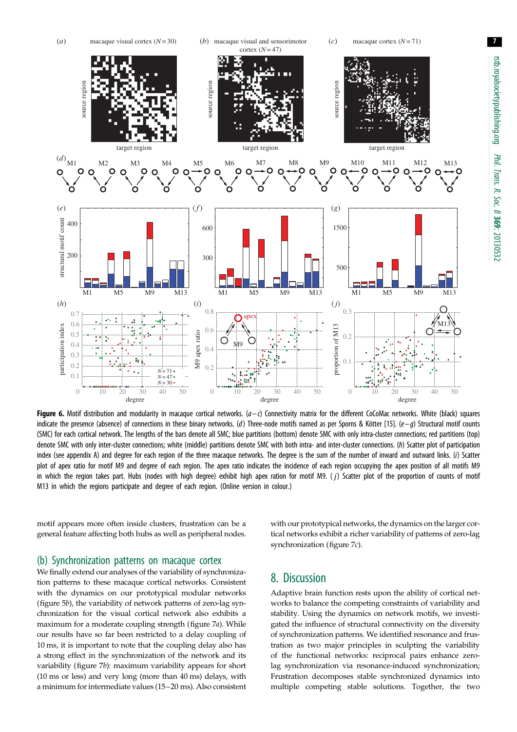**Figure 6.** Motif distribution and modularity in macaque cortical networks. (*a–c*) Connectivity matrix for the different CoCoMac networks. White (black) squares indicate the presence (absence) of connections in these binary networks. (*d*) Three-node motifs named as per Sporns & Kötter [15]. (*e–g*) Structural motif counts (SMC) for each cortical network. The lengths of the bars denote all SMC; blue partitions (bottom) denote SMC with only intra-cluster connections; red partitions (top) denote SMC with only inter-cluster connections; white (middle) partitions denote SMC with both intra- and inter-cluster connections. (*h*) Scatter plot of participation index (see appendix A) and degree for each region of the three macaque networks. The degree is the sum of the number of inward and outward links. (*i*) Scatter plot of apex ratio for motif M9 and degree of each region. The apex ratio indicates the incidence of each region occupying the apex position of all motifs M9 in which the region takes part. Hubs (nodes with high degree) exhibit high apex ration for motif M9. (*j*) Scatter plot of the proportion of counts of motif M13 in which the regions participate and degree of each region. (Online version in colour.)

motif appears more often inside clusters, frustration can be a general feature affecting both hubs as well as peripheral nodes.

## (b) Synchronization patterns on macaque cortex

We finally extend our analyses of the variability of synchronization patterns to these macaque cortical networks. Consistent with the dynamics on our prototypical modular networks (figure 5*b*), the variability of network patterns of zero-lag synchronization for the visual cortical network also exhibits a maximum for a moderate coupling strength (figure 7*a*). While our results have so far been restricted to a delay coupling of 10 ms, it is important to note that the coupling delay also has a strong effect in the synchronization of the network and its variability (figure 7*b*): maximum variability appears for short (10 ms or less) and very long (more than 40 ms) delays, with a minimum for intermediate values (15–20 ms). Also consistent with our prototypical networks, the dynamics on the larger cortical networks exhibit a richer variability of patterns of zero-lag synchronization (figure 7*c*).

# 8. Discussion

Adaptive brain function rests upon the ability of cortical networks to balance the competing constraints of variability and stability. Using the dynamics on network motifs, we investigated the influence of structural connectivity on the diversity of synchronization patterns. We identified resonance and frustration as two major principles in sculpting the variability of the functional networks: reciprocal pairs enhance zero-lag synchronization via resonance-induced synchronization; Frustration decomposes stable synchronized dynamics into multiple competing stable solutions. Together, the two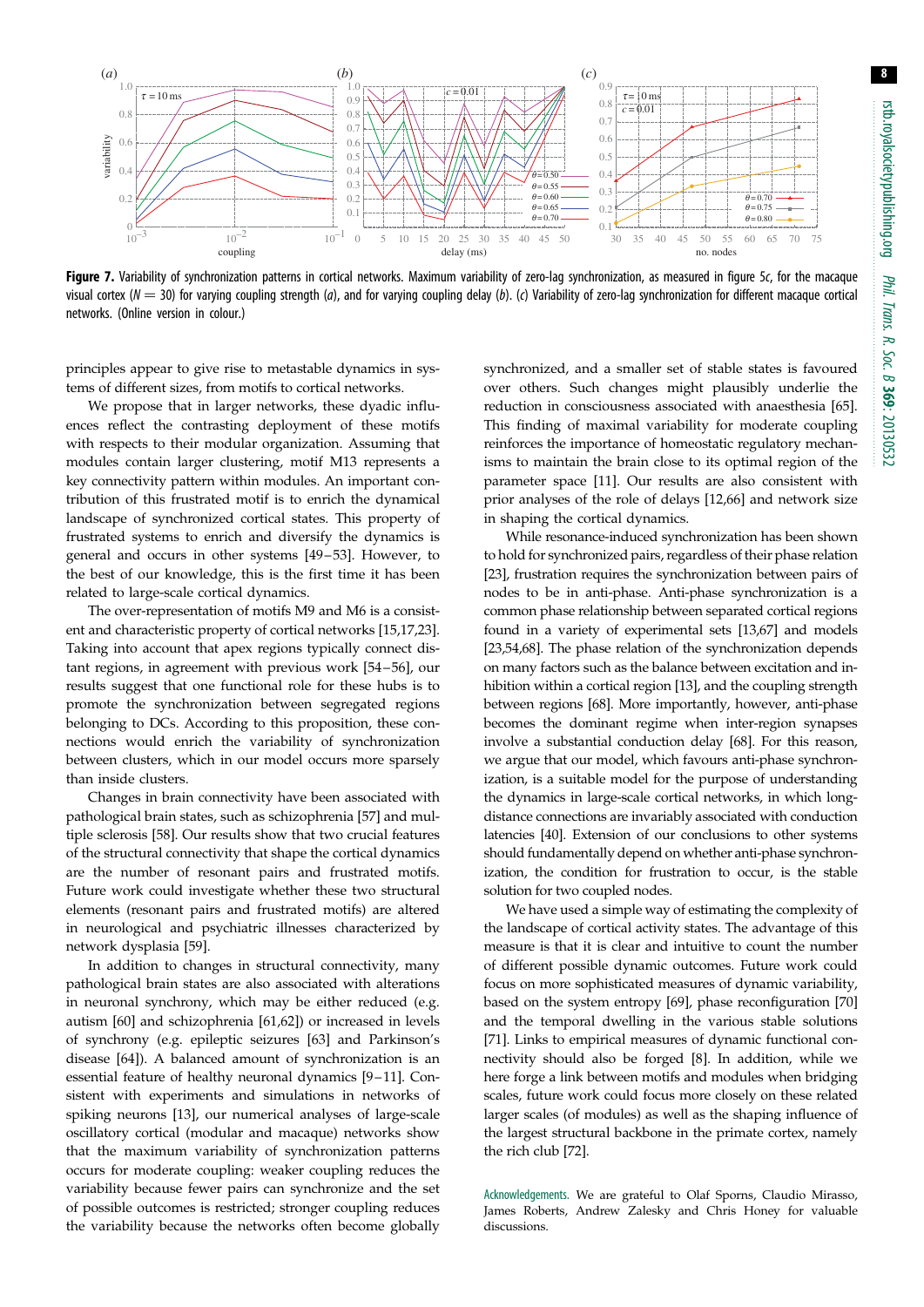**Figure 7.** Variability of synchronization patterns in cortical networks. Maximum variability of zero-lag synchronization, as measured in figure 5*c*, for the macaque visual cortex ($N = 30$) for varying coupling strength (*a*), and for varying coupling delay (*b*). (*c*) Variability of zero-lag synchronization for different macaque cortical networks. (Online version in colour.)

principles appear to give rise to metastable dynamics in systems of different sizes, from motifs to cortical networks.

We propose that in larger networks, these dyadic influences reflect the contrasting deployment of these motifs with respects to their modular organization. Assuming that modules contain larger clustering, motif M13 represents a key connectivity pattern within modules. An important contribution of this frustrated motif is to enrich the dynamical landscape of synchronized cortical states. This property of frustrated systems to enrich and diversify the dynamics is general and occurs in other systems [49–53]. However, to the best of our knowledge, this is the first time it has been related to large-scale cortical dynamics.

The over-representation of motifs M9 and M6 is a consistent and characteristic property of cortical networks [15,17,23]. Taking into account that apex regions typically connect distant regions, in agreement with previous work [54–56], our results suggest that one functional role for these hubs is to promote the synchronization between segregated regions belonging to DCs. According to this proposition, these connections would enrich the variability of synchronization between clusters, which in our model occurs more sparsely than inside clusters.

Changes in brain connectivity have been associated with pathological brain states, such as schizophrenia [57] and multiple sclerosis [58]. Our results show that two crucial features of the structural connectivity that shape the cortical dynamics are the number of resonant pairs and frustrated motifs. Future work could investigate whether these two structural elements (resonant pairs and frustrated motifs) are altered in neurological and psychiatric illnesses characterized by network dysplasia [59].

In addition to changes in structural connectivity, many pathological brain states are also associated with alterations in neuronal synchrony, which may be either reduced (e.g. autism [60] and schizophrenia [61,62]) or increased in levels of synchrony (e.g. epileptic seizures [63] and Parkinson's disease [64]). A balanced amount of synchronization is an essential feature of healthy neuronal dynamics [9–11]. Consistent with experiments and simulations in networks of spiking neurons [13], our numerical analyses of large-scale oscillatory cortical (modular and macaque) networks show that the maximum variability of synchronization patterns occurs for moderate coupling: weaker coupling reduces the variability because fewer pairs can synchronize and the set of possible outcomes is restricted; stronger coupling reduces the variability because the networks often become globally synchronized, and a smaller set of stable states is favoured over others. Such changes might plausibly underlie the reduction in consciousness associated with anaesthesia [65]. This finding of maximal variability for moderate coupling reinforces the importance of homeostatic regulatory mechanisms to maintain the brain close to its optimal region of the parameter space [11]. Our results are also consistent with prior analyses of the role of delays [12,66] and network size in shaping the cortical dynamics.

While resonance-induced synchronization has been shown to hold for synchronized pairs, regardless of their phase relation [23], frustration requires the synchronization between pairs of nodes to be in anti-phase. Anti-phase synchronization is a common phase relationship between separated cortical regions found in a variety of experimental sets [13,67] and models [23,54,68]. The phase relation of the synchronization depends on many factors such as the balance between excitation and inhibition within a cortical region [13], and the coupling strength between regions [68]. More importantly, however, anti-phase becomes the dominant regime when inter-region synapses involve a substantial conduction delay [68]. For this reason, we argue that our model, which favours anti-phase synchronization, is a suitable model for the purpose of understanding the dynamics in large-scale cortical networks, in which long-distance connections are invariably associated with conduction latencies [40]. Extension of our conclusions to other systems should fundamentally depend on whether anti-phase synchronization, the condition for frustration to occur, is the stable solution for two coupled nodes.

We have used a simple way of estimating the complexity of the landscape of cortical activity states. The advantage of this measure is that it is clear and intuitive to count the number of different possible dynamic outcomes. Future work could focus on more sophisticated measures of dynamic variability, based on the system entropy [69], phase reconfiguration [70] and the temporal dwelling in the various stable solutions [71]. Links to empirical measures of dynamic functional connectivity should also be forged [8]. In addition, while we here forge a link between motifs and modules when bridging scales, future work could focus more closely on these related larger scales (of modules) as well as the shaping influence of the largest structural backbone in the primate cortex, namely the rich club [72].

Acknowledgements. We are grateful to Olaf Sporns, Claudio Mirasso, James Roberts, Andrew Zalesky and Chris Honey for valuable discussions.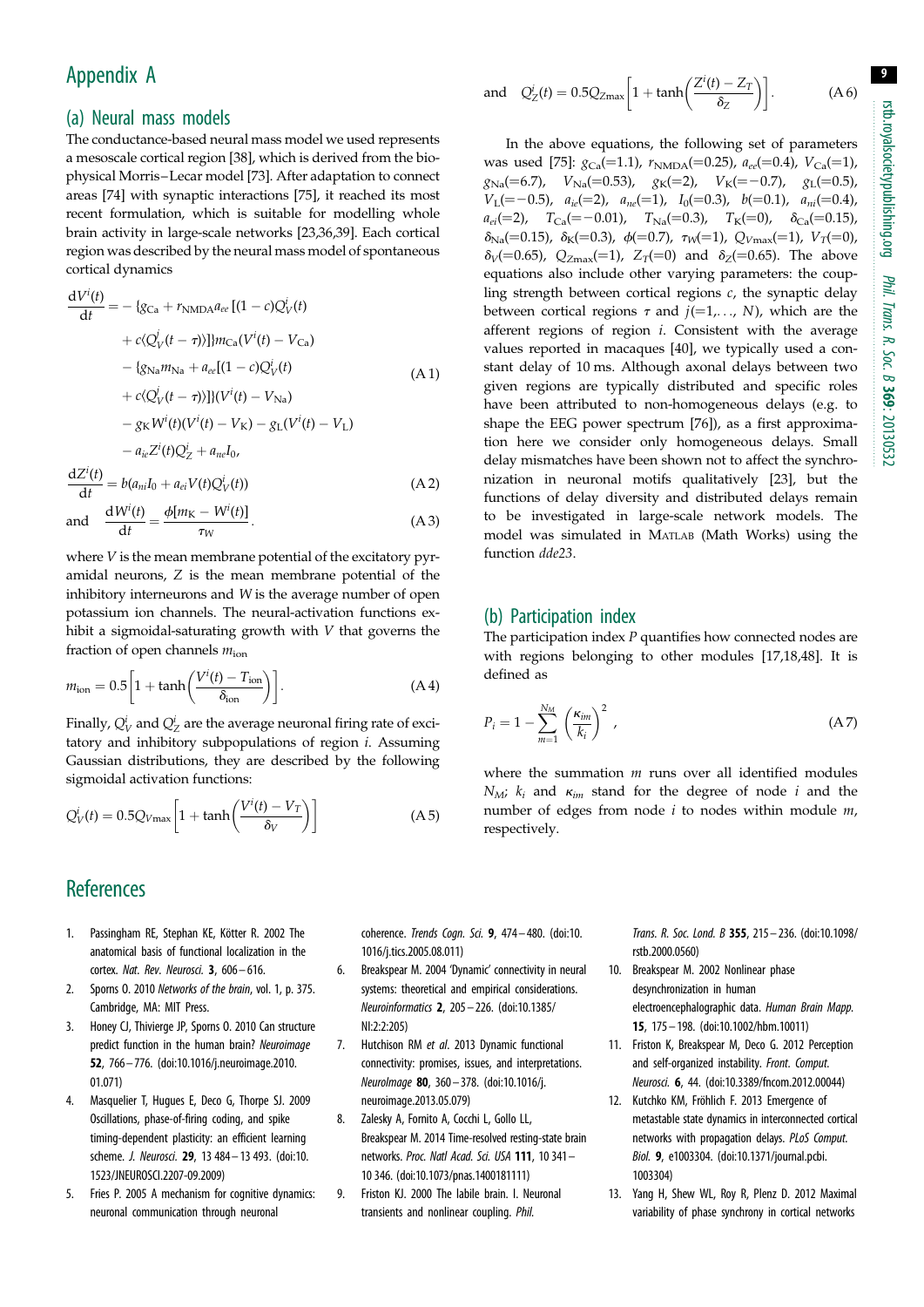# Appendix A

## (a) Neural mass models

The conductance-based neural mass model we used represents a mesoscale cortical region [38], which is derived from the biophysical Morris–Lecar model [73]. After adaptation to connect areas [74] with synaptic interactions [75], it reached its most recent formulation, which is suitable for modelling whole brain activity in large-scale networks [23,36,39]. Each cortical region was described by the neural mass model of spontaneous cortical dynamics

$$
\begin{aligned}
\frac{\mathrm{d}V^i(t)}{\mathrm{d}t} = &- \{g_{\mathrm{Ca}} + r_{\mathrm{NMDA}} a_{ee} [(1-c)Q_V^i(t) \\
&+ c\langle Q_V^j(t-\tau)\rangle]\} m_{\mathrm{Ca}}(V^i(t) - V_{\mathrm{Ca}}) \\
&- \{g_{\mathrm{Na}} m_{\mathrm{Na}} + a_{ee}[(1-c)Q_V^i(t) \\
&+ c\langle Q_V^j(t-\tau)\rangle]\}(V^i(t) - V_{\mathrm{Na}}) \\
&- g_{\mathrm{K}} W^i(t)(V^i(t) - V_{\mathrm{K}}) - g_{\mathrm{L}}(V^i(t) - V_{\mathrm{L}}) \\
&- a_{ie} Z^i(t) Q_Z^i + a_{ne} I_0,
\end{aligned}
\tag{A 1}
$$

$$
\frac{\mathrm{d}Z^i(t)}{\mathrm{d}t} = b(a_{ni} I_0 + a_{ei} V(t) Q_V^i(t)) \tag{A 2}
$$

$$
\text{and} \quad \frac{\mathrm{d}W^i(t)}{\mathrm{d}t} = \frac{\phi[m_{\mathrm{K}} - W^i(t)]}{\tau_W}. \tag{A 3}
$$

where $V$ is the mean membrane potential of the excitatory pyramidal neurons, $Z$ is the mean membrane potential of the inhibitory interneurons and $W$ is the average number of open potassium ion channels. The neural-activation functions exhibit a sigmoidal-saturating growth with $V$ that governs the fraction of open channels $m_{\mathrm{ion}}$

$$
m_{\mathrm{ion}} = 0.5\left[1 + \tanh\left(\frac{V^i(t) - T_{\mathrm{ion}}}{\delta_{\mathrm{ion}}}\right)\right]. \tag{A 4}
$$

Finally, $Q_V^i$ and $Q_Z^i$ are the average neuronal firing rate of excitatory and inhibitory subpopulations of region $i$. Assuming Gaussian distributions, they are described by the following sigmoidal activation functions:

$$
Q_V^i(t) = 0.5 Q_{V\max}\left[1 + \tanh\left(\frac{V^i(t) - V_T}{\delta_V}\right)\right] \tag{A 5}
$$

$$
\text{and} \quad Q_Z^i(t) = 0.5 Q_{Z\max}\left[1 + \tanh\left(\frac{Z^i(t) - Z_T}{\delta_Z}\right)\right]. \tag{A 6}
$$

In the above equations, the following set of parameters was used [75]: $g_{\mathrm{Ca}}(=1.1)$, $r_{\mathrm{NMDA}}(=0.25)$, $a_{ee}(=0.4)$, $V_{\mathrm{Ca}}(=1)$, $g_{\mathrm{Na}}(=6.7)$, $V_{\mathrm{Na}}(=0.53)$, $g_{\mathrm{K}}(=2)$, $V_{\mathrm{K}}(=-0.7)$, $g_{\mathrm{L}}(=0.5)$, $V_{\mathrm{L}}(=-0.5)$, $a_{ie}(=2)$, $a_{ne}(=1)$, $I_0(=0.3)$, $b(=0.1)$, $a_{ni}(=0.4)$, $a_{ei}(=2)$, $T_{\mathrm{Ca}}(=-0.01)$, $T_{\mathrm{Na}}(=0.3)$, $T_{\mathrm{K}}(=0)$, $\delta_{\mathrm{Ca}}(=0.15)$, $\delta_{\mathrm{Na}}(=0.15)$, $\delta_{\mathrm{K}}(=0.3)$, $\phi(=0.7)$, $\tau_W(=1)$, $Q_{V\max}(=1)$, $V_T(=0)$, $\delta_V(=0.65)$, $Q_{Z\max}(=1)$, $Z_T(=0)$ and $\delta_Z(=0.65)$. The above equations also include other varying parameters: the coupling strength between cortical regions $c$, the synaptic delay between cortical regions $\tau$ and $j(=1,\ldots,N)$, which are the afferent regions of region $i$. Consistent with the average values reported in macaques [40], we typically used a constant delay of 10 ms. Although axonal delays between two given regions are typically distributed and specific roles have been attributed to non-homogeneous delays (e.g. to shape the EEG power spectrum [76]), as a first approximation here we consider only homogeneous delays. Small delay mismatches have been shown not to affect the synchronization in neuronal motifs qualitatively [23], but the functions of delay diversity and distributed delays remain to be investigated in large-scale network models. The model was simulated in MATLAB (Math Works) using the function *dde23*.

## (b) Participation index

The participation index $P$ quantifies how connected nodes are with regions belonging to other modules [17,18,48]. It is defined as

$$
P_i = 1 - \sum_{m=1}^{N_M} \left(\frac{\kappa_{im}}{k_i}\right)^2, \tag{A 7}
$$

where the summation $m$ runs over all identified modules $N_M$; $k_i$ and $\kappa_{im}$ stand for the degree of node $i$ and the number of edges from node $i$ to nodes within module $m$, respectively.

# References

1. Passingham RE, Stephan KE, Kötter R. 2002 The anatomical basis of functional localization in the cortex. *Nat. Rev. Neurosci.* **3**, 606–616.
2. Sporns O. 2010 *Networks of the brain*, vol. 1, p. 375. Cambridge, MA: MIT Press.
3. Honey CJ, Thivierge JP, Sporns O. 2010 Can structure predict function in the human brain? *Neuroimage* **52**, 766–776. (doi:10.1016/j.neuroimage.2010.01.071)
4. Masquelier T, Hugues E, Deco G, Thorpe SJ. 2009 Oscillations, phase-of-firing coding, and spike timing-dependent plasticity: an efficient learning scheme. *J. Neurosci.* **29**, 13 484–13 493. (doi:10.1523/JNEUROSCI.2207-09.2009)
5. Fries P. 2005 A mechanism for cognitive dynamics: neuronal communication through neuronal coherence. *Trends Cogn. Sci.* **9**, 474–480. (doi:10.1016/j.tics.2005.08.011)
6. Breakspear M. 2004 'Dynamic' connectivity in neural systems: theoretical and empirical considerations. *Neuroinformatics* **2**, 205–226. (doi:10.1385/NI:2:2:205)
7. Hutchison RM *et al.* 2013 Dynamic functional connectivity: promises, issues, and interpretations. *NeuroImage* **80**, 360–378. (doi:10.1016/j.neuroimage.2013.05.079)
8. Zalesky A, Fornito A, Cocchi L, Gollo LL, Breakspear M. 2014 Time-resolved resting-state brain networks. *Proc. Natl Acad. Sci. USA* **111**, 10 341–10 346. (doi:10.1073/pnas.1400181111)
9. Friston KJ. 2000 The labile brain. I. Neuronal transients and nonlinear coupling. *Phil. Trans. R. Soc. Lond. B* **355**, 215–236. (doi:10.1098/rstb.2000.0560)
10. Breakspear M. 2002 Nonlinear phase desynchronization in human electroencephalographic data. *Human Brain Mapp.* **15**, 175–198. (doi:10.1002/hbm.10011)
11. Friston K, Breakspear M, Deco G. 2012 Perception and self-organized instability. *Front. Comput. Neurosci.* **6**, 44. (doi:10.3389/fncom.2012.00044)
12. Kutchko KM, Fröhlich F. 2013 Emergence of metastable state dynamics in interconnected cortical networks with propagation delays. *PLoS Comput. Biol.* **9**, e1003304. (doi:10.1371/journal.pcbi.1003304)
13. Yang H, Shew WL, Roy R, Plenz D. 2012 Maximal variability of phase synchrony in cortical networks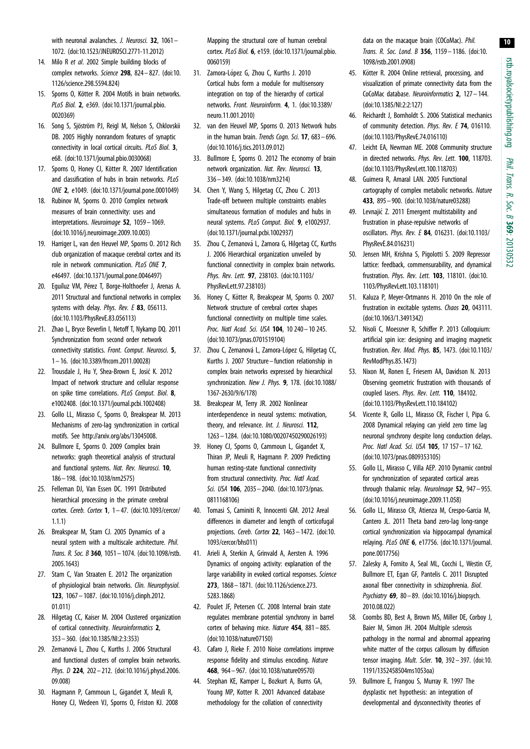with neuronal avalanches. *J. Neurosci.* **32**, 1061–1072. (doi:10.1523/JNEUROSCI.2771-11.2012)

14. Milo R *et al*. 2002 Simple building blocks of complex networks. *Science* **298**, 824–827. (doi:10.1126/science.298.5594.824)
15. Sporns O, Kötter R. 2004 Motifs in brain networks. *PLoS Biol.* **2**, e369. (doi:10.1371/journal.pbio.0020369)
16. Song S, Sjöström PJ, Reigl M, Nelson S, Chklovskii DB. 2005 Highly nonrandom features of synaptic connectivity in local cortical circuits. *PLoS Biol.* **3**, e68. (doi:10.1371/journal.pbio.0030068)
17. Sporns O, Honey CJ, Kötter R. 2007 Identification and classification of hubs in brain networks. *PLoS ONE* **2**, e1049. (doi:10.1371/journal.pone.0001049)
18. Rubinov M, Sporns O. 2010 Complex network measures of brain connectivity: uses and interpretations. *Neuroimage* **52**, 1059–1069. (doi:10.1016/j.neuroimage.2009.10.003)
19. Harriger L, van den Heuvel MP, Sporns O. 2012 Rich club organization of macaque cerebral cortex and its role in network communication. *PLoS ONE* **7**, e46497. (doi:10.1371/journal.pone.0046497)
20. Eguíluz VM, Pérez T, Borge-Holthoefer J, Arenas A. 2011 Structural and functional networks in complex systems with delay. *Phys. Rev. E* **83**, 056113. (doi:10.1103/PhysRevE.83.056113)
21. Zhao L, Bryce Beverlin I, Netoff T, Nykamp DQ. 2011 Synchronization from second order network connectivity statistics. *Front. Comput. Neurosci.* **5**, 1–16. (doi:10.3389/fncom.2011.00028)
22. Trousdale J, Hu Y, Shea-Brown E, Josić K. 2012 Impact of network structure and cellular response on spike time correlations. *PLoS Comput. Biol.* **8**, e1002408. (doi:10.1371/journal.pcbi.1002408)
23. Gollo LL, Mirasso C, Sporns O, Breakspear M. 2013 Mechanisms of zero-lag synchronization in cortical motifs. See http://arxiv.org/abs/13045008.
24. Bullmore E, Sporns O. 2009 Complex brain networks: graph theoretical analysis of structural and functional systems. *Nat. Rev. Neurosci.* **10**, 186–198. (doi:10.1038/nrn2575)
25. Felleman DJ, Van Essen DC. 1991 Distributed hierarchical processing in the primate cerebral cortex. *Cereb. Cortex* **1**, 1–47. (doi:10.1093/cercor/1.1.1)
26. Breakspear M, Stam CJ. 2005 Dynamics of a neural system with a multiscale architecture. *Phil. Trans. R. Soc. B* **360**, 1051–1074. (doi:10.1098/rstb.2005.1643)
27. Stam C, Van Straaten E. 2012 The organization of physiological brain networks. *Clin. Neurophysiol.* **123**, 1067–1087. (doi:10.1016/j.clinph.2012.01.011)
28. Hilgetag CC, Kaiser M. 2004 Clustered organization of cortical connectivity. *Neuroinformatics* **2**, 353–360. (doi:10.1385/NI:2:3:353)
29. Zemanová L, Zhou C, Kurths J. 2006 Structural and functional clusters of complex brain networks. *Phys. D* **224**, 202–212. (doi:10.1016/j.physd.2006.09.008)
30. Hagmann P, Cammoun L, Gigandet X, Meuli R, Honey CJ, Wedeen VJ, Sporns O, Friston KJ. 2008 Mapping the structural core of human cerebral cortex. *PLoS Biol.* **6**, e159. (doi:10.1371/journal.pbio.0060159)
31. Zamora-López G, Zhou C, Kurths J. 2010 Cortical hubs form a module for multisensory integration on top of the hierarchy of cortical networks. *Front. Neuroinform.* **4**, 1. (doi:10.3389/neuro.11.001.2010)
32. van den Heuvel MP, Sporns O. 2013 Network hubs in the human brain. *Trends Cogn. Sci.* **17**, 683–696. (doi:10.1016/j.tics.2013.09.012)
33. Bullmore E, Sporns O. 2012 The economy of brain network organization. *Nat. Rev. Neurosci.* **13**, 336–349. (doi:10.1038/nrn3214)
34. Chen Y, Wang S, Hilgetag CC, Zhou C. 2013 Trade-off between multiple constraints enables simultaneous formation of modules and hubs in neural systems. *PLoS Comput. Biol.* **9**, e1002937. (doi:10.1371/journal.pcbi.1002937)
35. Zhou C, Zemanová L, Zamora G, Hilgetag CC, Kurths J. 2006 Hierarchical organization unveiled by functional connectivity in complex brain networks. *Phys. Rev. Lett.* **97**, 238103. (doi:10.1103/PhysRevLett.97.238103)
36. Honey C, Kötter R, Breakspear M, Sporns O. 2007 Network structure of cerebral cortex shapes functional connectivity on multiple time scales. *Proc. Natl Acad. Sci. USA* **104**, 10 240–10 245. (doi:10.1073/pnas.0701519104)
37. Zhou C, Zemanová L, Zamora-López G, Hilgetag CC, Kurths J. 2007 Structure–function relationship in complex brain networks expressed by hierarchical synchronization. *New J. Phys.* **9**, 178. (doi:10.1088/1367-2630/9/6/178)
38. Breakspear M, Terry JR. 2002 Nonlinear interdependence in neural systems: motivation, theory, and relevance. *Int. J. Neurosci.* **112**, 1263–1284. (doi:10.1080/00207450290026193)
39. Honey CJ, Sporns O, Cammoun L, Gigandet X, Thiran JP, Meuli R, Hagmann P. 2009 Predicting human resting-state functional connectivity from structural connectivity. *Proc. Natl Acad. Sci. USA* **106**, 2035–2040. (doi:10.1073/pnas.0811168106)
40. Tomasi S, Caminiti R, Innocenti GM. 2012 Areal differences in diameter and length of corticofugal projections. *Cereb. Cortex* **22**, 1463–1472. (doi:10.1093/cercor/bhs011)
41. Arieli A, Sterkin A, Grinvald A, Aertsen A. 1996 Dynamics of ongoing activity: explanation of the large variability in evoked cortical responses. *Science* **273**, 1868–1871. (doi:10.1126/science.273.5283.1868)
42. Poulet JF, Petersen CC. 2008 Internal brain state regulates membrane potential synchrony in barrel cortex of behaving mice. *Nature* **454**, 881–885. (doi:10.1038/nature07150)
43. Cafaro J, Rieke F. 2010 Noise correlations improve response fidelity and stimulus encoding. *Nature* **468**, 964–967. (doi:10.1038/nature09570)
44. Stephan KE, Kamper L, Bozkurt A, Burns GA, Young MP, Kotter R. 2001 Advanced database methodology for the collation of connectivity data on the macaque brain (CoCoMac). *Phil. Trans. R. Soc. Lond. B* **356**, 1159–1186. (doi:10.1098/rstb.2001.0908)
45. Kötter R. 2004 Online retrieval, processing, and visualization of primate connectivity data from the CoCoMac database. *Neuroinformatics* **2**, 127–144. (doi:10.1385/NI:2:2:127)
46. Reichardt J, Bornholdt S. 2006 Statistical mechanics of community detection. *Phys. Rev. E* **74**, 016110. (doi:10.1103/PhysRevE.74.016110)
47. Leicht EA, Newman ME. 2008 Community structure in directed networks. *Phys. Rev. Lett.* **100**, 118703. (doi:10.1103/PhysRevLett.100.118703)
48. Guimera R, Amaral LAN. 2005 Functional cartography of complex metabolic networks. *Nature* **433**, 895–900. (doi:10.1038/nature03288)
49. Levnajić Z. 2011 Emergent multistability and frustration in phase-repulsive networks of oscillators. *Phys. Rev. E* **84**, 016231. (doi:10.1103/PhysRevE.84.016231)
50. Jensen MH, Krishna S, Pigolotti S. 2009 Repressor lattice: feedback, commensurability, and dynamical frustration. *Phys. Rev. Lett.* **103**, 118101. (doi:10.1103/PhysRevLett.103.118101)
51. Kaluza P, Meyer-Ortmanns H. 2010 On the role of frustration in excitable systems. *Chaos* **20**, 043111. (doi:10.1063/1.3491342)
52. Nisoli C, Moessner R, Schiffer P. 2013 Colloquium: artificial spin ice: designing and imaging magnetic frustration. *Rev. Mod. Phys.* **85**, 1473. (doi:10.1103/RevModPhys.85.1473)
53. Nixon M, Ronen E, Friesem AA, Davidson N. 2013 Observing geometric frustration with thousands of coupled lasers. *Phys. Rev. Lett.* **110**, 184102. (doi:10.1103/PhysRevLett.110.184102)
54. Vicente R, Gollo LL, Mirasso CR, Fischer I, Pipa G. 2008 Dynamical relaying can yield zero time lag neuronal synchrony despite long conduction delays. *Proc. Natl Acad. Sci. USA* **105**, 17 157–17 162. (doi:10.1073/pnas.0809353105)
55. Gollo LL, Mirasso C, Villa AEP. 2010 Dynamic control for synchronization of separated cortical areas through thalamic relay. *NeuroImage* **52**, 947–955. (doi:10.1016/j.neuroimage.2009.11.058)
56. Gollo LL, Mirasso CR, Atienza M, Crespo-Garcia M, Cantero JL. 2011 Theta band zero-lag long-range cortical synchronization via hippocampal dynamical relaying. *PLoS ONE* **6**, e17756. (doi:10.1371/journal.pone.0017756)
57. Zalesky A, Fornito A, Seal ML, Cocchi L, Westin CF, Bullmore ET, Egan GF, Pantelis C. 2011 Disrupted axonal fiber connectivity in schizophrenia. *Biol. Psychiatry* **69**, 80–89. (doi:10.1016/j.biopsych.2010.08.022)
58. Coombs BD, Best A, Brown MS, Miller DE, Corboy J, Baier M, Simon JH. 2004 Multiple sclerosis pathology in the normal and abnormal appearing white matter of the corpus callosum by diffusion tensor imaging. *Mult. Scler.* **10**, 392–397. (doi:10.1191/1352458504ms1053oa)
59. Bullmore E, Frangou S, Murray R. 1997 The dysplastic net hypothesis: an integration of developmental and dysconnectivity theories of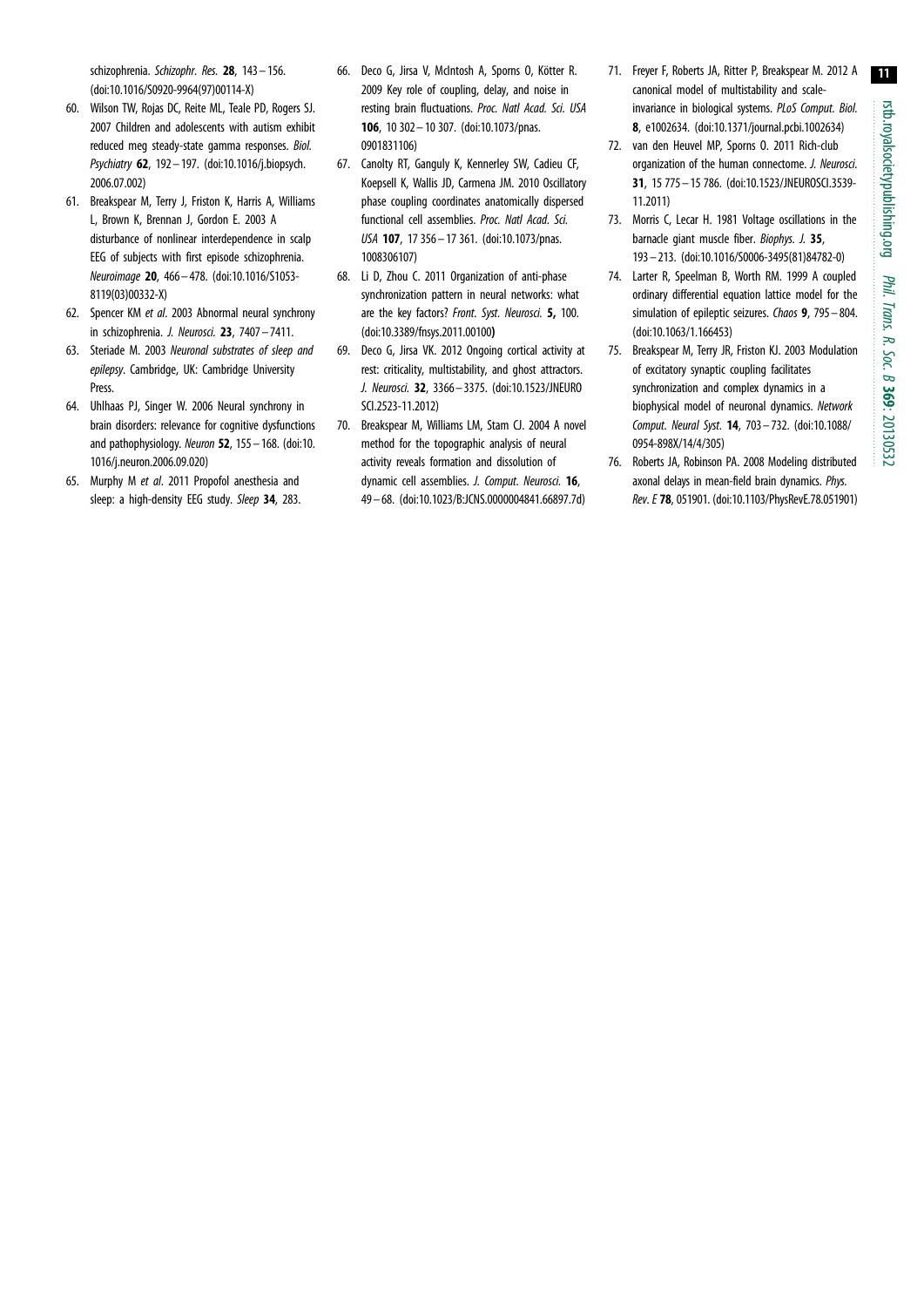schizophrenia. *Schizophr. Res.* **28**, 143 – 156. (doi:10.1016/S0920-9964(97)00114-X)

60. Wilson TW, Rojas DC, Reite ML, Teale PD, Rogers SJ. 2007 Children and adolescents with autism exhibit reduced meg steady-state gamma responses. *Biol. Psychiatry* **62**, 192 – 197. (doi:10.1016/j.biopsych.2006.07.002)
61. Breakspear M, Terry J, Friston K, Harris A, Williams L, Brown K, Brennan J, Gordon E. 2003 A disturbance of nonlinear interdependence in scalp EEG of subjects with first episode schizophrenia. *Neuroimage* **20**, 466 – 478. (doi:10.1016/S1053-8119(03)00332-X)
62. Spencer KM *et al*. 2003 Abnormal neural synchrony in schizophrenia. *J. Neurosci.* **23**, 7407 – 7411.
63. Steriade M. 2003 *Neuronal substrates of sleep and epilepsy*. Cambridge, UK: Cambridge University Press.
64. Uhlhaas PJ, Singer W. 2006 Neural synchrony in brain disorders: relevance for cognitive dysfunctions and pathophysiology. *Neuron* **52**, 155 – 168. (doi:10.1016/j.neuron.2006.09.020)
65. Murphy M *et al*. 2011 Propofol anesthesia and sleep: a high-density EEG study. *Sleep* **34**, 283.
66. Deco G, Jirsa V, McIntosh A, Sporns O, Kötter R. 2009 Key role of coupling, delay, and noise in resting brain fluctuations. *Proc. Natl Acad. Sci. USA* **106**, 10 302 – 10 307. (doi:10.1073/pnas.0901831106)
67. Canolty RT, Ganguly K, Kennerley SW, Cadieu CF, Koepsell K, Wallis JD, Carmena JM. 2010 Oscillatory phase coupling coordinates anatomically dispersed functional cell assemblies. *Proc. Natl Acad. Sci. USA* **107**, 17 356 – 17 361. (doi:10.1073/pnas.1008306107)
68. Li D, Zhou C. 2011 Organization of anti-phase synchronization pattern in neural networks: what are the key factors? *Front. Syst. Neurosci.* **5,** 100. (doi:10.3389/fnsys.2011.00100**)**
69. Deco G, Jirsa VK. 2012 Ongoing cortical activity at rest: criticality, multistability, and ghost attractors. *J. Neurosci.* **32**, 3366 – 3375. (doi:10.1523/JNEUROSCI.2523-11.2012)
70. Breakspear M, Williams LM, Stam CJ. 2004 A novel method for the topographic analysis of neural activity reveals formation and dissolution of dynamic cell assemblies. *J. Comput. Neurosci.* **16**, 49 – 68. (doi:10.1023/B:JCNS.0000004841.66897.7d)
71. Freyer F, Roberts JA, Ritter P, Breakspear M. 2012 A canonical model of multistability and scale-invariance in biological systems. *PLoS Comput. Biol.* **8**, e1002634. (doi:10.1371/journal.pcbi.1002634)
72. van den Heuvel MP, Sporns O. 2011 Rich-club organization of the human connectome. *J. Neurosci.* **31**, 15 775 – 15 786. (doi:10.1523/JNEUROSCI.3539-11.2011)
73. Morris C, Lecar H. 1981 Voltage oscillations in the barnacle giant muscle fiber. *Biophys. J.* **35**, 193 – 213. (doi:10.1016/S0006-3495(81)84782-0)
74. Larter R, Speelman B, Worth RM. 1999 A coupled ordinary differential equation lattice model for the simulation of epileptic seizures. *Chaos* **9**, 795 – 804. (doi:10.1063/1.166453)
75. Breakspear M, Terry JR, Friston KJ. 2003 Modulation of excitatory synaptic coupling facilitates synchronization and complex dynamics in a biophysical model of neuronal dynamics. *Network Comput. Neural Syst.* **14**, 703 – 732. (doi:10.1088/0954-898X/14/4/305)
76. Roberts JA, Robinson PA. 2008 Modeling distributed axonal delays in mean-field brain dynamics. *Phys. Rev. E* **78**, 051901. (doi:10.1103/PhysRevE.78.051901)